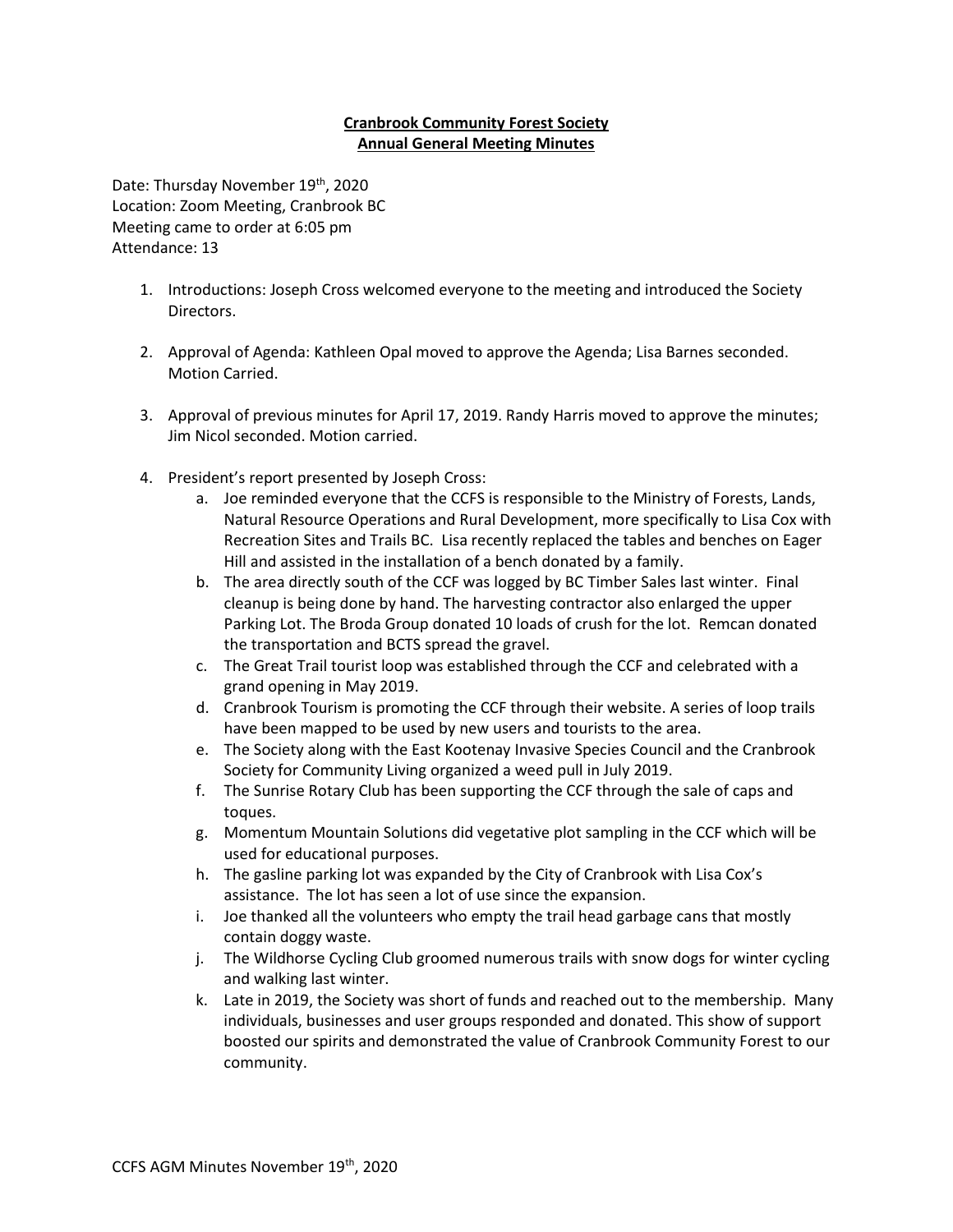# Cranbrook Community Forest Society
## Annual General Meeting Minutes

Date: Thursday November 19th, 2020
Location: Zoom Meeting, Cranbrook BC
Meeting came to order at 6:05 pm
Attendance: 13

1. Introductions: Joseph Cross welcomed everyone to the meeting and introduced the Society Directors.

2. Approval of Agenda: Kathleen Opal moved to approve the Agenda; Lisa Barnes seconded. Motion Carried.

3. Approval of previous minutes for April 17, 2019. Randy Harris moved to approve the minutes; Jim Nicol seconded. Motion carried.

4. President's report presented by Joseph Cross:
   a. Joe reminded everyone that the CCFS is responsible to the Ministry of Forests, Lands, Natural Resource Operations and Rural Development, more specifically to Lisa Cox with Recreation Sites and Trails BC. Lisa recently replaced the tables and benches on Eager Hill and assisted in the installation of a bench donated by a family.
   b. The area directly south of the CCF was logged by BC Timber Sales last winter. Final cleanup is being done by hand. The harvesting contractor also enlarged the upper Parking Lot. The Broda Group donated 10 loads of crush for the lot. Remcan donated the transportation and BCTS spread the gravel.
   c. The Great Trail tourist loop was established through the CCF and celebrated with a grand opening in May 2019.
   d. Cranbrook Tourism is promoting the CCF through their website. A series of loop trails have been mapped to be used by new users and tourists to the area.
   e. The Society along with the East Kootenay Invasive Species Council and the Cranbrook Society for Community Living organized a weed pull in July 2019.
   f. The Sunrise Rotary Club has been supporting the CCF through the sale of caps and toques.
   g. Momentum Mountain Solutions did vegetative plot sampling in the CCF which will be used for educational purposes.
   h. The gasline parking lot was expanded by the City of Cranbrook with Lisa Cox's assistance. The lot has seen a lot of use since the expansion.
   i. Joe thanked all the volunteers who empty the trail head garbage cans that mostly contain doggy waste.
   j. The Wildhorse Cycling Club groomed numerous trails with snow dogs for winter cycling and walking last winter.
   k. Late in 2019, the Society was short of funds and reached out to the membership. Many individuals, businesses and user groups responded and donated. This show of support boosted our spirits and demonstrated the value of Cranbrook Community Forest to our community.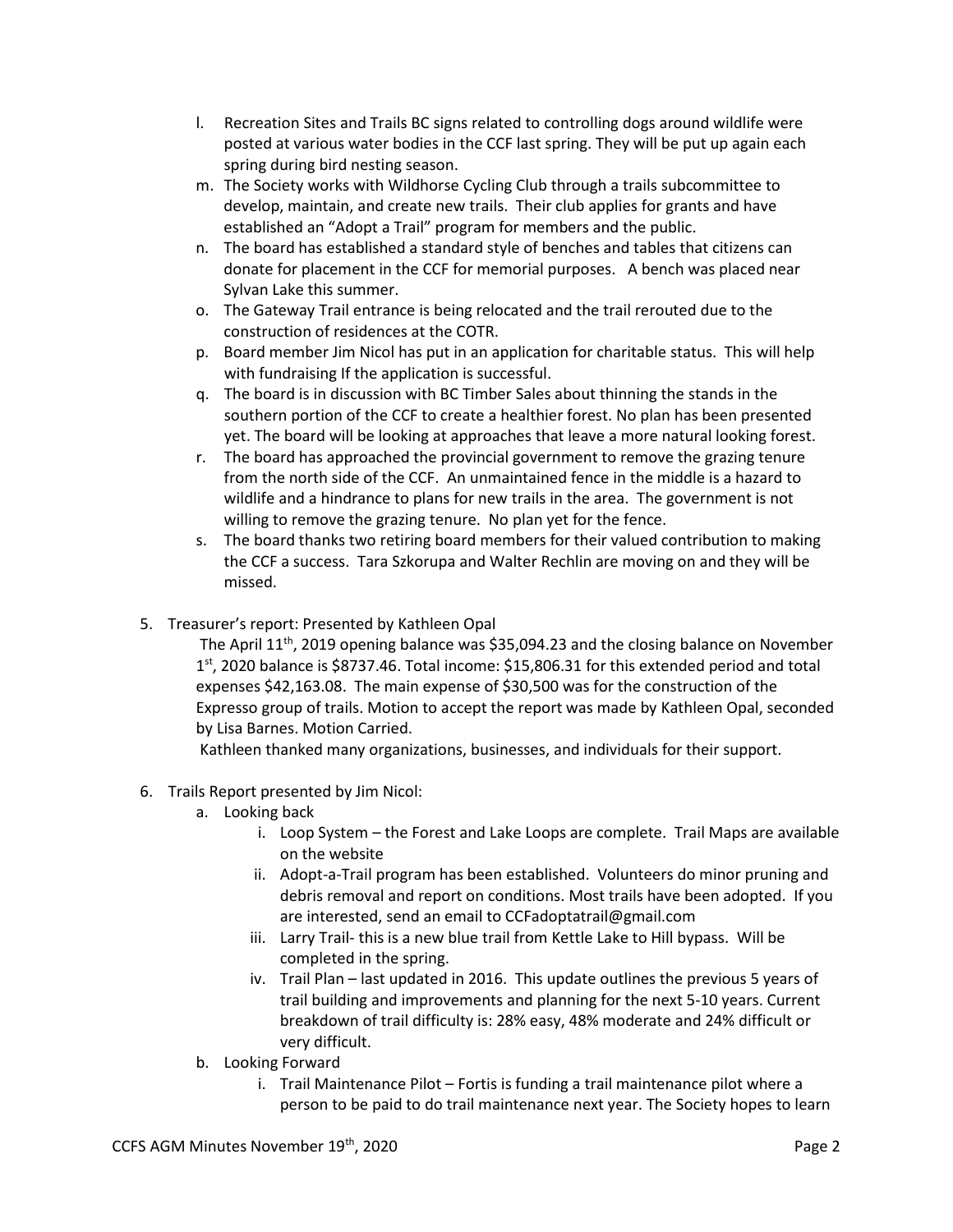l. Recreation Sites and Trails BC signs related to controlling dogs around wildlife were posted at various water bodies in the CCF last spring. They will be put up again each spring during bird nesting season.
m. The Society works with Wildhorse Cycling Club through a trails subcommittee to develop, maintain, and create new trails. Their club applies for grants and have established an "Adopt a Trail" program for members and the public.
n. The board has established a standard style of benches and tables that citizens can donate for placement in the CCF for memorial purposes. A bench was placed near Sylvan Lake this summer.
o. The Gateway Trail entrance is being relocated and the trail rerouted due to the construction of residences at the COTR.
p. Board member Jim Nicol has put in an application for charitable status. This will help with fundraising If the application is successful.
q. The board is in discussion with BC Timber Sales about thinning the stands in the southern portion of the CCF to create a healthier forest. No plan has been presented yet. The board will be looking at approaches that leave a more natural looking forest.
r. The board has approached the provincial government to remove the grazing tenure from the north side of the CCF. An unmaintained fence in the middle is a hazard to wildlife and a hindrance to plans for new trails in the area. The government is not willing to remove the grazing tenure. No plan yet for the fence.
s. The board thanks two retiring board members for their valued contribution to making the CCF a success. Tara Szkorupa and Walter Rechlin are moving on and they will be missed.

5. Treasurer's report: Presented by Kathleen Opal

   The April 11th, 2019 opening balance was $35,094.23 and the closing balance on November 1st, 2020 balance is $8737.46. Total income: $15,806.31 for this extended period and total expenses $42,163.08. The main expense of $30,500 was for the construction of the Expresso group of trails. Motion to accept the report was made by Kathleen Opal, seconded by Lisa Barnes. Motion Carried.

   Kathleen thanked many organizations, businesses, and individuals for their support.

6. Trails Report presented by Jim Nicol:
   a. Looking back
      i. Loop System – the Forest and Lake Loops are complete. Trail Maps are available on the website
      ii. Adopt-a-Trail program has been established. Volunteers do minor pruning and debris removal and report on conditions. Most trails have been adopted. If you are interested, send an email to CCFadoptatrail@gmail.com
      iii. Larry Trail- this is a new blue trail from Kettle Lake to Hill bypass. Will be completed in the spring.
      iv. Trail Plan – last updated in 2016. This update outlines the previous 5 years of trail building and improvements and planning for the next 5-10 years. Current breakdown of trail difficulty is: 28% easy, 48% moderate and 24% difficult or very difficult.
   b. Looking Forward
      i. Trail Maintenance Pilot – Fortis is funding a trail maintenance pilot where a person to be paid to do trail maintenance next year. The Society hopes to learn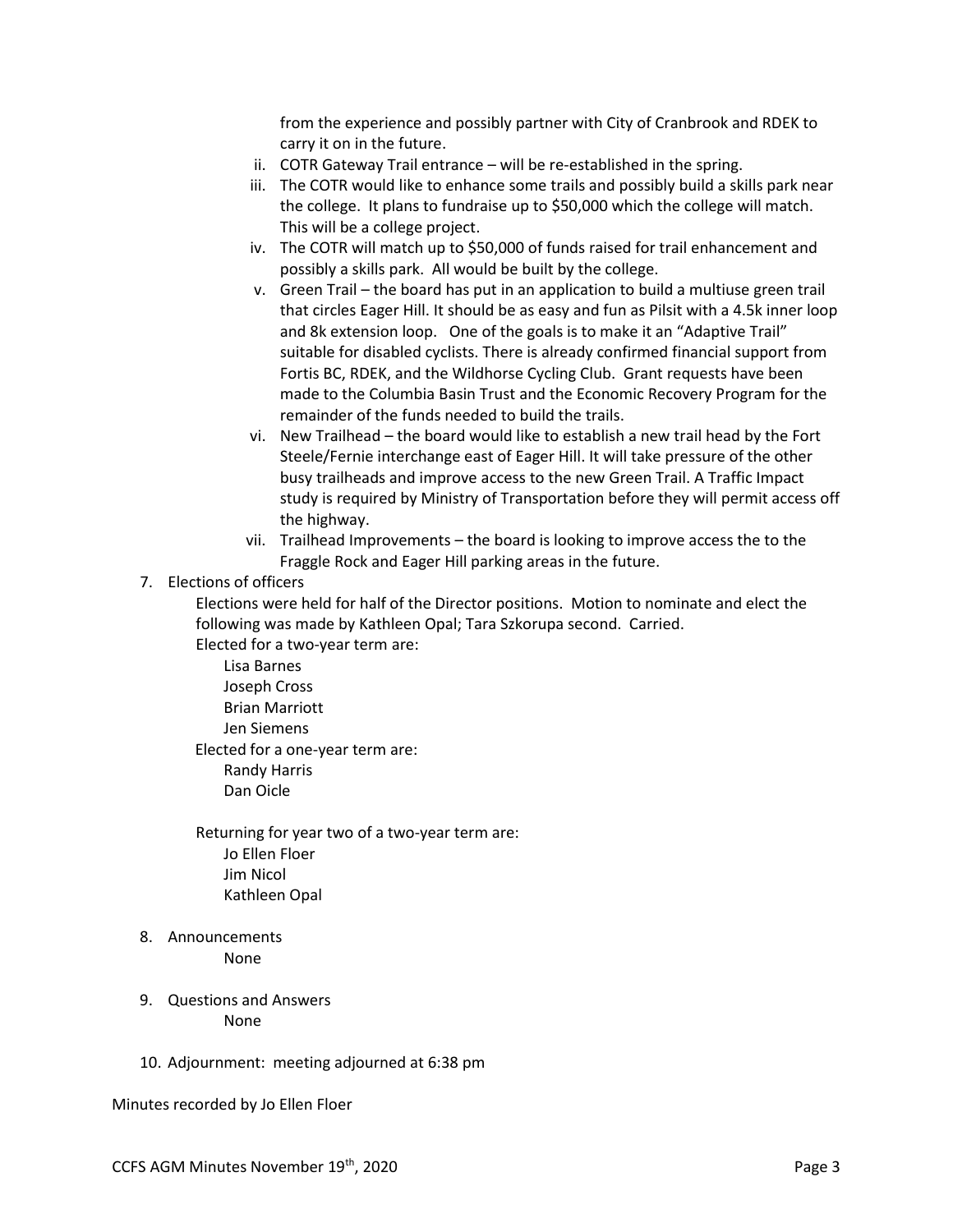from the experience and possibly partner with City of Cranbrook and RDEK to carry it on in the future.

ii. COTR Gateway Trail entrance – will be re-established in the spring.

iii. The COTR would like to enhance some trails and possibly build a skills park near the college. It plans to fundraise up to $50,000 which the college will match. This will be a college project.

iv. The COTR will match up to $50,000 of funds raised for trail enhancement and possibly a skills park. All would be built by the college.

v. Green Trail – the board has put in an application to build a multiuse green trail that circles Eager Hill. It should be as easy and fun as Pilsit with a 4.5k inner loop and 8k extension loop. One of the goals is to make it an "Adaptive Trail" suitable for disabled cyclists. There is already confirmed financial support from Fortis BC, RDEK, and the Wildhorse Cycling Club. Grant requests have been made to the Columbia Basin Trust and the Economic Recovery Program for the remainder of the funds needed to build the trails.

vi. New Trailhead – the board would like to establish a new trail head by the Fort Steele/Fernie interchange east of Eager Hill. It will take pressure of the other busy trailheads and improve access to the new Green Trail. A Traffic Impact study is required by Ministry of Transportation before they will permit access off the highway.

vii. Trailhead Improvements – the board is looking to improve access the to the Fraggle Rock and Eager Hill parking areas in the future.

7. Elections of officers

   Elections were held for half of the Director positions. Motion to nominate and elect the following was made by Kathleen Opal; Tara Szkorupa second. Carried.

   Elected for a two-year term are:
   - Lisa Barnes
   - Joseph Cross
   - Brian Marriott
   - Jen Siemens

   Elected for a one-year term are:
   - Randy Harris
   - Dan Oicle

   Returning for year two of a two-year term are:
   - Jo Ellen Floer
   - Jim Nicol
   - Kathleen Opal

8. Announcements

   None

9. Questions and Answers

   None

10. Adjournment: meeting adjourned at 6:38 pm

Minutes recorded by Jo Ellen Floer